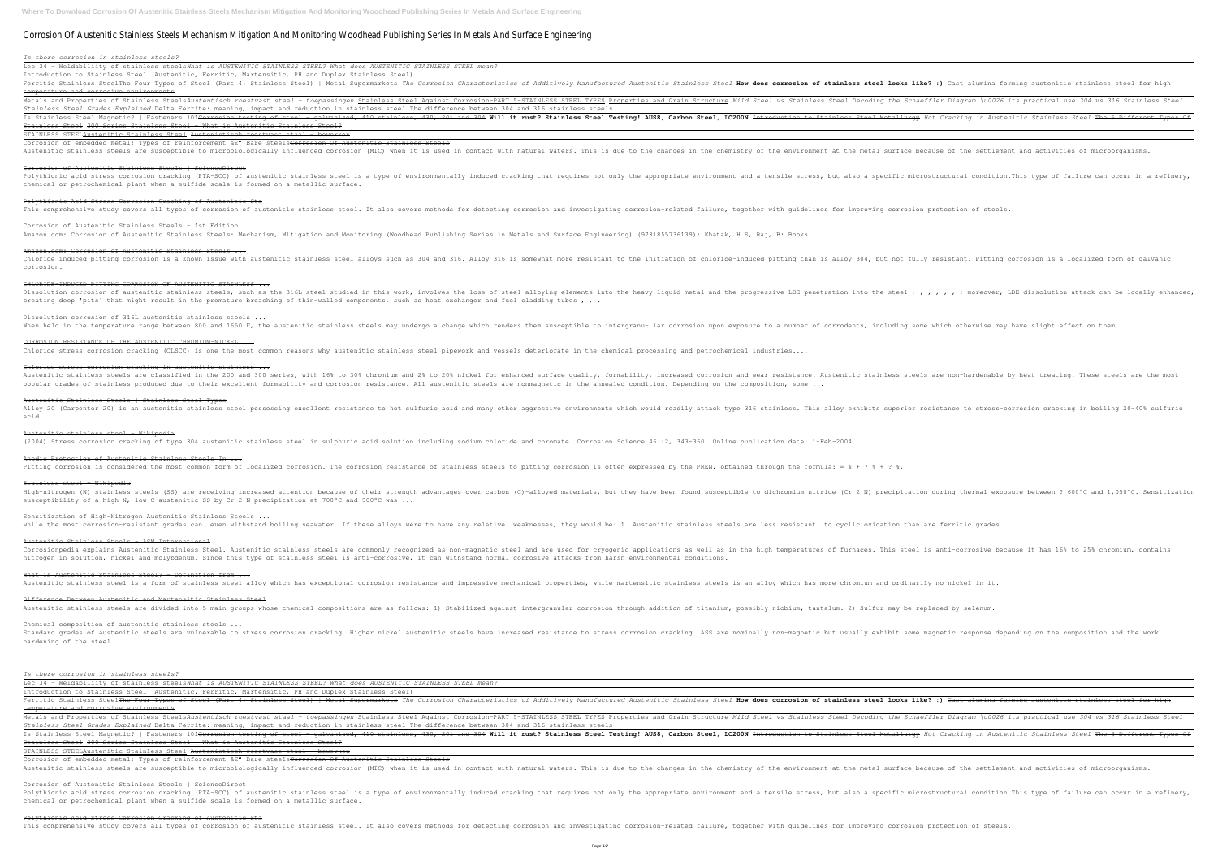# Corrosion Of Austenitic Stainless Steels Mechanism Mitigation And Monitoring Woodhead Publishing Series In Metals And Surface Engineering

*Is there corrosion in stainless steels?*

Lec 34 - Weldability of stainless steels*What is AUSTENITIC STAINLESS STEEL? What does AUSTENITIC STAINLESS STEEL mean?*

Introduction to Stainless Steel (Austenitic, Ferritic, Martensitic, PH and Duplex Stainless Steel)

Ferritic Stainless Steel~~The Four Types of Steel (Part 4: Stainless Steel) | Metal Supermarkets~~ *The Corrosion Characteristics of Additively Manufactured Austenitic Stainless Steel* **How does corrosion of stainless steel looks like? :)** ~~Cast alumina forming austenitic stainless steel for high temperature and corrosive environments~~

Metals and Properties of Stainless Steels*Austenitisch roestvast staal - toepassingen* Stainless Steel Against Corrosion-PART 5-STAINLESS STEEL TYPES Properties and Grain Structure *Mild Steel vs Stainless Steel Decoding the Schaeffler Diagram \u0026 its practical use 304 vs 316 Stainless Steel Stainless Steel Grades Explained* Delta Ferrite: meaning, impact and reduction in stainless steel The difference between 304 and 316 stainless steels

Is Stainless Steel Magnetic? | Fasteners 101~~Corrosion testing of steel - galvanised, 410 stainless, 430, 201 and 304~~ **Will it rust? Stainless Steel Testing! AUS8, Carbon Steel, LC200N** ~~Introduction to Stainless Steel Metallurgy~~ *Hot Cracking in Austenitic Stainless Steel* ~~The 5 Different Types Of Stainless Steel~~ ~~300 Series Stainless Steel - What is Austenitic Stainless Steel?~~

STAINLESS STEELAustenitic Stainless Steel ~~Austenitisch roestvast staal - bewerken~~

Corrosion of embedded metal; Types of reinforcement â€" Bare steels~~Corrosion Of Austenitic Stainless Steels~~

Austenitic stainless steels are susceptible to microbiologically influenced corrosion (MIC) when it is used in contact with natural waters. This is due to the changes in the chemistry of the environment at the metal surface because of the settlement and activities of microorganisms.

## Corrosion of Austenitic Stainless Steels | ScienceDirect

Polythionic acid stress corrosion cracking (PTA-SCC) of austenitic stainless steel is a type of environmentally induced cracking that requires not only the appropriate environment and a tensile stress, but also a specific microstructural condition.This type of failure can occur in a refinery, chemical or petrochemical plant when a sulfide scale is formed on a metallic surface.

## Polythionic Acid Stress Corrosion Cracking of Austenitic Sta

This comprehensive study covers all types of corrosion of austenitic stainless steel. It also covers methods for detecting corrosion and investigating corrosion-related failure, together with guidelines for improving corrosion protection of steels.

## Corrosion of Austenitic Stainless Steels - 1st Edition

Amazon.com: Corrosion of Austenitic Stainless Steels: Mechanism, Mitigation and Monitoring (Woodhead Publishing Series in Metals and Surface Engineering) (9781855736139): Khatak, H S, Raj, B: Books

## Amazon.com: Corrosion of Austenitic Stainless Steels ...

Chloride induced pitting corrosion is a known issue with austenitic stainless steel alloys such as 304 and 316. Alloy 316 is somewhat more resistant to the initiation of chloride-induced pitting than is alloy 304, but not fully resistant. Pitting corrosion is a localized form of galvanic corrosion.

## CHLORIDE-INDUCED PITTING CORROSION OF AUSTENITIC STAINLESS ...

Dissolution corrosion of austenitic stainless steels, such as the 316L steel studied in this work, involves the loss of steel alloying elements into the heavy liquid metal and the progressive LBE penetration into the steel , , , , , , ; moreover, LBE dissolution attack can be locally-enhanced, creating deep 'pits' that might result in the premature breaching of thin-walled components, such as heat exchanger and fuel cladding tubes , , .

## Dissolution corrosion of 316L austenitic stainless steels ...

When held in the temperature range between 800 and 1650 F, the austenitic stainless steels may undergo a change which renders them susceptible to intergranu- lar corrosion upon exposure to a number of corrodents, including some which otherwise may have slight effect on them.

## CORROSION RESISTANCE OF THE AUSTENITIC CHROMIUM-NICKEL ...

Chloride stress corrosion cracking (CLSCC) is one the most common reasons why austenitic stainless steel pipework and vessels deteriorate in the chemical processing and petrochemical industries....

## Chloride stress corrosion cracking in austenitic stainless ...

Austenitic stainless steels are classified in the 200 and 300 series, with 16% to 30% chromium and 2% to 20% nickel for enhanced surface quality, formability, increased corrosion and wear resistance. Austenitic stainless steels are non-hardenable by heat treating. These steels are the most popular grades of stainless produced due to their excellent formability and corrosion resistance. All austenitic steels are nonmagnetic in the annealed condition. Depending on the composition, some ...

## Austenitic Stainless Steels | Stainless Steel Types

Alloy 20 (Carpenter 20) is an austenitic stainless steel possessing excellent resistance to hot sulfuric acid and many other aggressive environments which would readily attack type 316 stainless. This alloy exhibits superior resistance to stress-corrosion cracking in boiling 20–40% sulfuric acid.

## Austenitic stainless steel - Wikipedia

(2004) Stress corrosion cracking of type 304 austenitic stainless steel in sulphuric acid solution including sodium chloride and chromate. Corrosion Science 46 :2, 343-360. Online publication date: 1-Feb-2004.

## Anodic Protection of Austenitic Stainless Steels In ...

Pitting corrosion is considered the most common form of localized corrosion. The corrosion resistance of stainless steels to pitting corrosion is often expressed by the PREN, obtained through the formula: = % + ? % + ? %,

## Stainless steel - Wikipedia

High-nitrogen (N) stainless steels (SS) are receiving increased attention because of their strength advantages over carbon (C)-alloyed materials, but they have been found susceptible to dichromium nitride (Cr 2 N) precipitation during thermal exposure between ? 600°C and 1,050°C. Sensitization susceptibility of a high-N, low-C austenitic SS by Cr 2 N precipitation at 700°C and 900°C was ...

## Sensitization of High-Nitrogen Austenitic Stainless Steels ...

while the most corrosion-resistant grades can. even withstand boiling seawater. If these alloys were to have any relative. weaknesses, they would be: 1. Austenitic stainless steels are less resistant. to cyclic oxidation than are ferritic grades.

## Austenitic Stainless Steels - ASM International

Corrosionpedia explains Austenitic Stainless Steel. Austenitic stainless steels are commonly recognized as non-magnetic steel and are used for cryogenic applications as well as in the high temperatures of furnaces. This steel is anti-corrosive because it has 16% to 25% chromium, contains nitrogen in solution, nickel and molybdenum. Since this type of stainless steel is anti-corrosive, it can withstand normal corrosive attacks from harsh environmental conditions.

## What is Austenitic Stainless Steel? - Definition from ...

Austenitic stainless steel is a form of stainless steel alloy which has exceptional corrosion resistance and impressive mechanical properties, while martensitic stainless steels is an alloy which has more chromium and ordinarily no nickel in it.

## Difference Between Austenitic and Martensitic Stainless Steel

Austenitic stainless steels are divided into 5 main groups whose chemical compositions are as follows: 1) Stabilized against intergranular corrosion through addition of titanium, possibly niobium, tantalum. 2) Sulfur may be replaced by selenium.

## Chemical composition of austenitic stainless steels ...

Standard grades of austenitic steels are vulnerable to stress corrosion cracking. Higher nickel austenitic steels have increased resistance to stress corrosion cracking. ASS are nominally non-magnetic but usually exhibit some magnetic response depending on the composition and the work hardening of the steel.

*Is there corrosion in stainless steels?*

Lec 34 - Weldability of stainless steels*What is AUSTENITIC STAINLESS STEEL? What does AUSTENITIC STAINLESS STEEL mean?*

Introduction to Stainless Steel (Austenitic, Ferritic, Martensitic, PH and Duplex Stainless Steel)

Ferritic Stainless Steel~~The Four Types of Steel (Part 4: Stainless Steel) | Metal Supermarkets~~ *The Corrosion Characteristics of Additively Manufactured Austenitic Stainless Steel* **How does corrosion of stainless steel looks like? :)** ~~Cast alumina forming austenitic stainless steel for high temperature and corrosive environments~~

Metals and Properties of Stainless Steels*Austenitisch roestvast staal - toepassingen* Stainless Steel Against Corrosion-PART 5-STAINLESS STEEL TYPES Properties and Grain Structure *Mild Steel vs Stainless Steel Decoding the Schaeffler Diagram \u0026 its practical use 304 vs 316 Stainless Steel Stainless Steel Grades Explained* Delta Ferrite: meaning, impact and reduction in stainless steel The difference between 304 and 316 stainless steels

Is Stainless Steel Magnetic? | Fasteners 101~~Corrosion testing of steel - galvanised, 410 stainless, 430, 201 and 304~~ **Will it rust? Stainless Steel Testing! AUS8, Carbon Steel, LC200N** ~~Introduction to Stainless Steel Metallurgy~~ *Hot Cracking in Austenitic Stainless Steel* ~~The 5 Different Types Of Stainless Steel~~ ~~300 Series Stainless Steel - What is Austenitic Stainless Steel?~~

STAINLESS STEELAustenitic Stainless Steel ~~Austenitisch roestvast staal - bewerken~~

Corrosion of embedded metal; Types of reinforcement â€" Bare steels~~Corrosion Of Austenitic Stainless Steels~~

Austenitic stainless steels are susceptible to microbiologically influenced corrosion (MIC) when it is used in contact with natural waters. This is due to the changes in the chemistry of the environment at the metal surface because of the settlement and activities of microorganisms.

## Corrosion of Austenitic Stainless Steels | ScienceDirect

Polythionic acid stress corrosion cracking (PTA-SCC) of austenitic stainless steel is a type of environmentally induced cracking that requires not only the appropriate environment and a tensile stress, but also a specific microstructural condition.This type of failure can occur in a refinery, chemical or petrochemical plant when a sulfide scale is formed on a metallic surface.

## Polythionic Acid Stress Corrosion Cracking of Austenitic Sta

This comprehensive study covers all types of corrosion of austenitic stainless steel. It also covers methods for detecting corrosion and investigating corrosion-related failure, together with guidelines for improving corrosion protection of steels.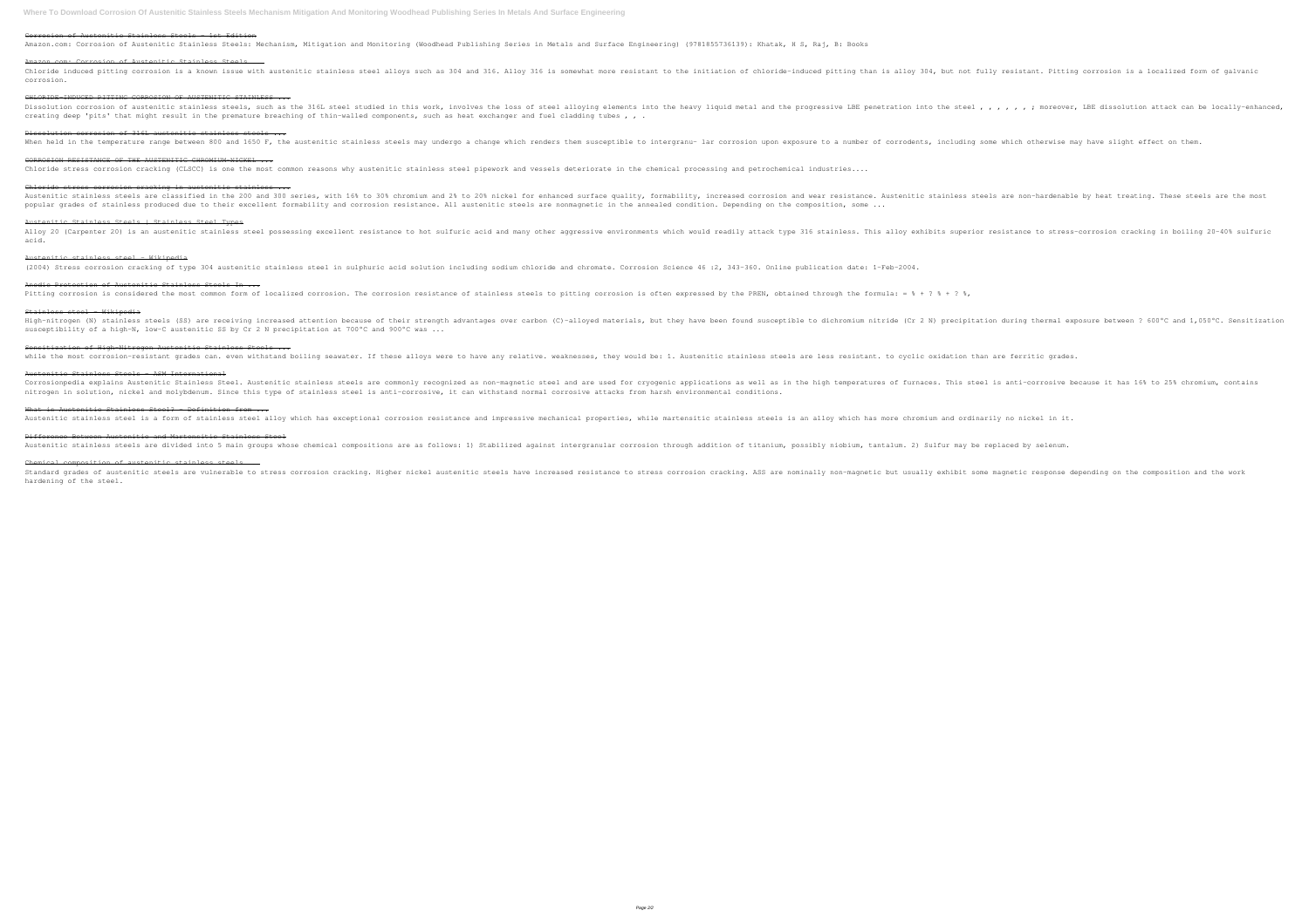## Corrosion of Austenitic Stainless Steels - 1st Edition

Amazon.com: Corrosion of Austenitic Stainless Steels: Mechanism, Mitigation and Monitoring (Woodhead Publishing Series in Metals and Surface Engineering) (9781855736139): Khatak, H S, Raj, B: Books

## Amazon.com: Corrosion of Austenitic Stainless Steels ...

Chloride induced pitting corrosion is a known issue with austenitic stainless steel alloys such as 304 and 316. Alloy 316 is somewhat more resistant to the initiation of chloride-induced pitting than is alloy 304, but not fully resistant. Pitting corrosion is a localized form of galvanic corrosion.

## CHLORIDE-INDUCED PITTING CORROSION OF AUSTENITIC STAINLESS ...

Dissolution corrosion of austenitic stainless steels, such as the 316L steel studied in this work, involves the loss of steel alloying elements into the heavy liquid metal and the progressive LBE penetration into the steel , , , , , , ; moreover, LBE dissolution attack can be locally-enhanced, creating deep 'pits' that might result in the premature breaching of thin-walled components, such as heat exchanger and fuel cladding tubes , , .

## Dissolution corrosion of 316L austenitic stainless steels ...

When held in the temperature range between 800 and 1650 F, the austenitic stainless steels may undergo a change which renders them susceptible to intergranu- lar corrosion upon exposure to a number of corrodents, including some which otherwise may have slight effect on them.

## CORROSION RESISTANCE OF THE AUSTENITIC CHROMIUM-NICKEL ...

Chloride stress corrosion cracking (CLSCC) is one the most common reasons why austenitic stainless steel pipework and vessels deteriorate in the chemical processing and petrochemical industries....

## Chloride stress corrosion cracking in austenitic stainless ...

Austenitic stainless steels are classified in the 200 and 300 series, with 16% to 30% chromium and 2% to 20% nickel for enhanced surface quality, formability, increased corrosion and wear resistance. Austenitic stainless steels are non-hardenable by heat treating. These steels are the most popular grades of stainless produced due to their excellent formability and corrosion resistance. All austenitic steels are nonmagnetic in the annealed condition. Depending on the composition, some ...

## Austenitic Stainless Steels | Stainless Steel Types

Alloy 20 (Carpenter 20) is an austenitic stainless steel possessing excellent resistance to hot sulfuric acid and many other aggressive environments which would readily attack type 316 stainless. This alloy exhibits superior resistance to stress-corrosion cracking in boiling 20-40% sulfuric acid.

## Austenitic stainless steel - Wikipedia

(2004) Stress corrosion cracking of type 304 austenitic stainless steel in sulphuric acid solution including sodium chloride and chromate. Corrosion Science 46 :2, 343-360. Online publication date: 1-Feb-2004.

## Anodic Protection of Austenitic Stainless Steels In ...

Pitting corrosion is considered the most common form of localized corrosion. The corrosion resistance of stainless steels to pitting corrosion is often expressed by the PREN, obtained through the formula: = % + ? % + ? %,

## Stainless steel - Wikipedia

High-nitrogen (N) stainless steels (SS) are receiving increased attention because of their strength advantages over carbon (C)-alloyed materials, but they have been found susceptible to dichromium nitride (Cr 2 N) precipitation during thermal exposure between ? 600°C and 1,050°C. Sensitization susceptibility of a high-N, low-C austenitic SS by Cr 2 N precipitation at 700°C and 900°C was ...

## Sensitization of High-Nitrogen Austenitic Stainless Steels ...

while the most corrosion-resistant grades can. even withstand boiling seawater. If these alloys were to have any relative. weaknesses, they would be: 1. Austenitic stainless steels are less resistant. to cyclic oxidation than are ferritic grades.

## Austenitic Stainless Steels - ASM International

Corrosionpedia explains Austenitic Stainless Steel. Austenitic stainless steels are commonly recognized as non-magnetic steel and are used for cryogenic applications as well as in the high temperatures of furnaces. This steel is anti-corrosive because it has 16% to 25% chromium, contains nitrogen in solution, nickel and molybdenum. Since this type of stainless steel is anti-corrosive, it can withstand normal corrosive attacks from harsh environmental conditions.

## What is Austenitic Stainless Steel? - Definition from ...

Austenitic stainless steel is a form of stainless steel alloy which has exceptional corrosion resistance and impressive mechanical properties, while martensitic stainless steels is an alloy which has more chromium and ordinarily no nickel in it.

## Difference Between Austenitic and Martensitic Stainless Steel

Austenitic stainless steels are divided into 5 main groups whose chemical compositions are as follows: 1) Stabilized against intergranular corrosion through addition of titanium, possibly niobium, tantalum. 2) Sulfur may be replaced by selenum.

## Chemical composition of austenitic stainless steels ...

Standard grades of austenitic steels are vulnerable to stress corrosion cracking. Higher nickel austenitic steels have increased resistance to stress corrosion cracking. ASS are nominally non-magnetic but usually exhibit some magnetic response depending on the composition and the work hardening of the steel.